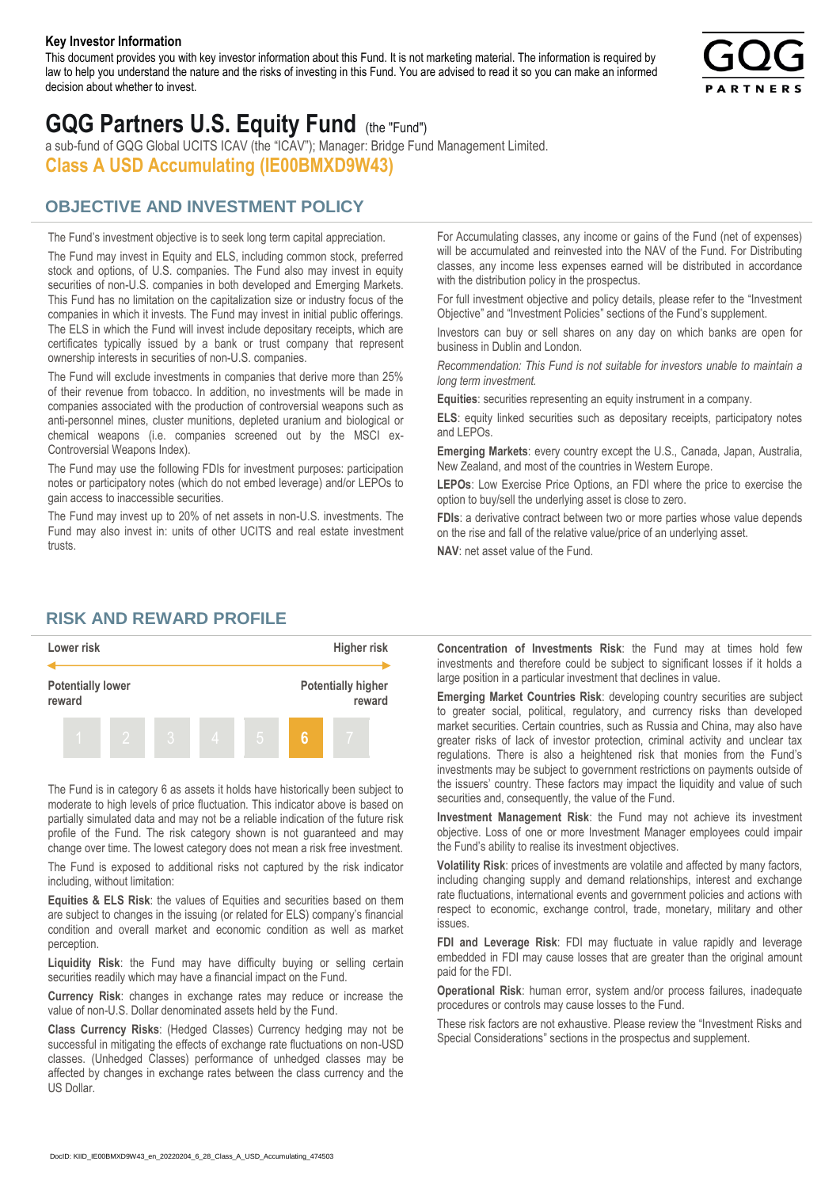**Key Investor Information**

This document provides you with key investor information about this Fund. It is not marketing material. The information is required by law to help you understand the nature and the risks of investing in this Fund. You are advised to read it so you can make an informed decision about whether to invest.

# GQG Partners U.S. Equity Fund (the "Fund")

a sub-fund of GQG Global UCITS ICAV (the "ICAV"); Manager: Bridge Fund Management Limited.

**Class A USD Accumulating (IE00BMXD9W43)**

## OBJECTIVE AND INVESTMENT POLICY

The Fund's investment objective is to seek long term capital appreciation.

The Fund may invest in Equity and ELS, including common stock, preferred stock and options, of U.S. companies. The Fund also may invest in equity securities of non-U.S. companies in both developed and Emerging Markets. This Fund has no limitation on the capitalization size or industry focus of the companies in which it invests. The Fund may invest in initial public offerings. The ELS in which the Fund will invest include depositary receipts, which are certificates typically issued by a bank or trust company that represent ownership interests in securities of non-U.S. companies.

The Fund will exclude investments in companies that derive more than 25% of their revenue from tobacco. In addition, no investments will be made in companies associated with the production of controversial weapons such as anti-personnel mines, cluster munitions, depleted uranium and biological or chemical weapons (i.e. companies screened out by the MSCI ex-Controversial Weapons Index).

The Fund may use the following FDIs for investment purposes: participation notes or participatory notes (which do not embed leverage) and/or LEPOs to gain access to inaccessible securities.

The Fund may invest up to 20% of net assets in non-U.S. investments. The Fund may also invest in: units of other UCITS and real estate investment trusts.

For Accumulating classes, any income or gains of the Fund (net of expenses) will be accumulated and reinvested into the NAV of the Fund. For Distributing classes, any income less expenses earned will be distributed in accordance with the distribution policy in the prospectus.

For full investment objective and policy details, please refer to the "Investment Objective" and "Investment Policies" sections of the Fund's supplement.

Investors can buy or sell shares on any day on which banks are open for business in Dublin and London.

*Recommendation: This Fund is not suitable for investors unable to maintain a long term investment.*

**Equities**: securities representing an equity instrument in a company.

**ELS**: equity linked securities such as depositary receipts, participatory notes and LEPOs.

**Emerging Markets**: every country except the U.S., Canada, Japan, Australia, New Zealand, and most of the countries in Western Europe.

**LEPOs**: Low Exercise Price Options, an FDI where the price to exercise the option to buy/sell the underlying asset is close to zero.

**FDIs**: a derivative contract between two or more parties whose value depends on the rise and fall of the relative value/price of an underlying asset.

**NAV**: net asset value of the Fund.

## RISK AND REWARD PROFILE

| Lower risk | | | | | | Higher risk |
|---|---|---|---|---|---|---|
| Potentially lower reward | | | | | | Potentially higher reward |
| 1 | 2 | 3 | 4 | 5 | **6** | 7 |

The Fund is in category 6 as assets it holds have historically been subject to moderate to high levels of price fluctuation. This indicator above is based on partially simulated data and may not be a reliable indication of the future risk profile of the Fund. The risk category shown is not guaranteed and may change over time. The lowest category does not mean a risk free investment.

The Fund is exposed to additional risks not captured by the risk indicator including, without limitation:

**Equities & ELS Risk**: the values of Equities and securities based on them are subject to changes in the issuing (or related for ELS) company's financial condition and overall market and economic condition as well as market perception.

**Liquidity Risk**: the Fund may have difficulty buying or selling certain securities readily which may have a financial impact on the Fund.

**Currency Risk**: changes in exchange rates may reduce or increase the value of non-U.S. Dollar denominated assets held by the Fund.

**Class Currency Risks**: (Hedged Classes) Currency hedging may not be successful in mitigating the effects of exchange rate fluctuations on non-USD classes. (Unhedged Classes) performance of unhedged classes may be affected by changes in exchange rates between the class currency and the US Dollar.

**Concentration of Investments Risk**: the Fund may at times hold few investments and therefore could be subject to significant losses if it holds a large position in a particular investment that declines in value.

**Emerging Market Countries Risk**: developing country securities are subject to greater social, political, regulatory, and currency risks than developed market securities. Certain countries, such as Russia and China, may also have greater risks of lack of investor protection, criminal activity and unclear tax regulations. There is also a heightened risk that monies from the Fund's investments may be subject to government restrictions on payments outside of the issuers' country. These factors may impact the liquidity and value of such securities and, consequently, the value of the Fund.

**Investment Management Risk**: the Fund may not achieve its investment objective. Loss of one or more Investment Manager employees could impair the Fund's ability to realise its investment objectives.

**Volatility Risk**: prices of investments are volatile and affected by many factors, including changing supply and demand relationships, interest and exchange rate fluctuations, international events and government policies and actions with respect to economic, exchange control, trade, monetary, military and other issues.

**FDI and Leverage Risk**: FDI may fluctuate in value rapidly and leverage embedded in FDI may cause losses that are greater than the original amount paid for the FDI.

**Operational Risk**: human error, system and/or process failures, inadequate procedures or controls may cause losses to the Fund.

These risk factors are not exhaustive. Please review the "Investment Risks and Special Considerations" sections in the prospectus and supplement.

DocID: KIID_IE00BMXD9W43_en_20220204_6_28_Class_A_USD_Accumulating_474503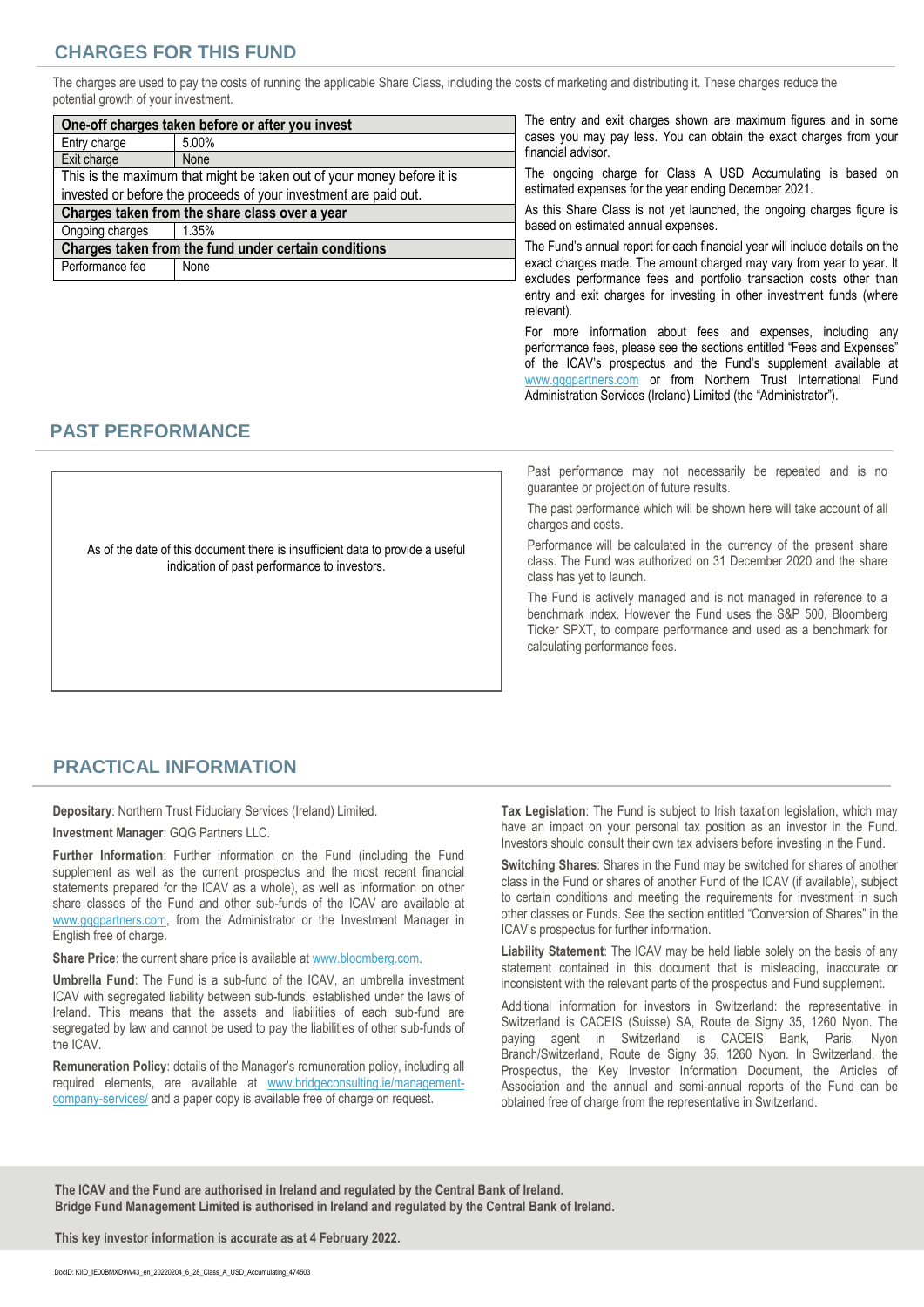## CHARGES FOR THIS FUND

The charges are used to pay the costs of running the applicable Share Class, including the costs of marketing and distributing it. These charges reduce the potential growth of your investment.

| One-off charges taken before or after you invest | |
|---|---|
| Entry charge | 5.00% |
| Exit charge | None |
| This is the maximum that might be taken out of your money before it is invested or before the proceeds of your investment are paid out. | |
| **Charges taken from the share class over a year** | |
| Ongoing charges | 1.35% |
| **Charges taken from the fund under certain conditions** | |
| Performance fee | None |

The entry and exit charges shown are maximum figures and in some cases you may pay less. You can obtain the exact charges from your financial advisor.

The ongoing charge for Class A USD Accumulating is based on estimated expenses for the year ending December 2021.

As this Share Class is not yet launched, the ongoing charges figure is based on estimated annual expenses.

The Fund's annual report for each financial year will include details on the exact charges made. The amount charged may vary from year to year. It excludes performance fees and portfolio transaction costs other than entry and exit charges for investing in other investment funds (where relevant).

For more information about fees and expenses, including any performance fees, please see the sections entitled "Fees and Expenses" of the ICAV's prospectus and the Fund's supplement available at www.gqgpartners.com or from Northern Trust International Fund Administration Services (Ireland) Limited (the "Administrator").

## PAST PERFORMANCE

As of the date of this document there is insufficient data to provide a useful indication of past performance to investors.

Past performance may not necessarily be repeated and is no guarantee or projection of future results.

The past performance which will be shown here will take account of all charges and costs.

Performance will be calculated in the currency of the present share class. The Fund was authorized on 31 December 2020 and the share class has yet to launch.

The Fund is actively managed and is not managed in reference to a benchmark index. However the Fund uses the S&P 500, Bloomberg Ticker SPXT, to compare performance and used as a benchmark for calculating performance fees.

## PRACTICAL INFORMATION

**Depositary**: Northern Trust Fiduciary Services (Ireland) Limited.

**Investment Manager**: GQG Partners LLC.

**Further Information**: Further information on the Fund (including the Fund supplement as well as the current prospectus and the most recent financial statements prepared for the ICAV as a whole), as well as information on other share classes of the Fund and other sub-funds of the ICAV are available at www.gqgpartners.com, from the Administrator or the Investment Manager in English free of charge.

**Share Price**: the current share price is available at www.bloomberg.com.

**Umbrella Fund**: The Fund is a sub-fund of the ICAV, an umbrella investment ICAV with segregated liability between sub-funds, established under the laws of Ireland. This means that the assets and liabilities of each sub-fund are segregated by law and cannot be used to pay the liabilities of other sub-funds of the ICAV.

**Remuneration Policy**: details of the Manager's remuneration policy, including all required elements, are available at www.bridgeconsulting.ie/management-company-services/ and a paper copy is available free of charge on request.

**Tax Legislation**: The Fund is subject to Irish taxation legislation, which may have an impact on your personal tax position as an investor in the Fund. Investors should consult their own tax advisers before investing in the Fund.

**Switching Shares**: Shares in the Fund may be switched for shares of another class in the Fund or shares of another Fund of the ICAV (if available), subject to certain conditions and meeting the requirements for investment in such other classes or Funds. See the section entitled "Conversion of Shares" in the ICAV's prospectus for further information.

**Liability Statement**: The ICAV may be held liable solely on the basis of any statement contained in this document that is misleading, inaccurate or inconsistent with the relevant parts of the prospectus and Fund supplement.

Additional information for investors in Switzerland: the representative in Switzerland is CACEIS (Suisse) SA, Route de Signy 35, 1260 Nyon. The paying agent in Switzerland is CACEIS Bank, Paris, Nyon Branch/Switzerland, Route de Signy 35, 1260 Nyon. In Switzerland, the Prospectus, the Key Investor Information Document, the Articles of Association and the annual and semi-annual reports of the Fund can be obtained free of charge from the representative in Switzerland.

**The ICAV and the Fund are authorised in Ireland and regulated by the Central Bank of Ireland.**
**Bridge Fund Management Limited is authorised in Ireland and regulated by the Central Bank of Ireland.**

**This key investor information is accurate as at 4 February 2022.**

DocID: KIID_IE00BMXD9W43_en_20220204_6_28_Class_A_USD_Accumulating_474503